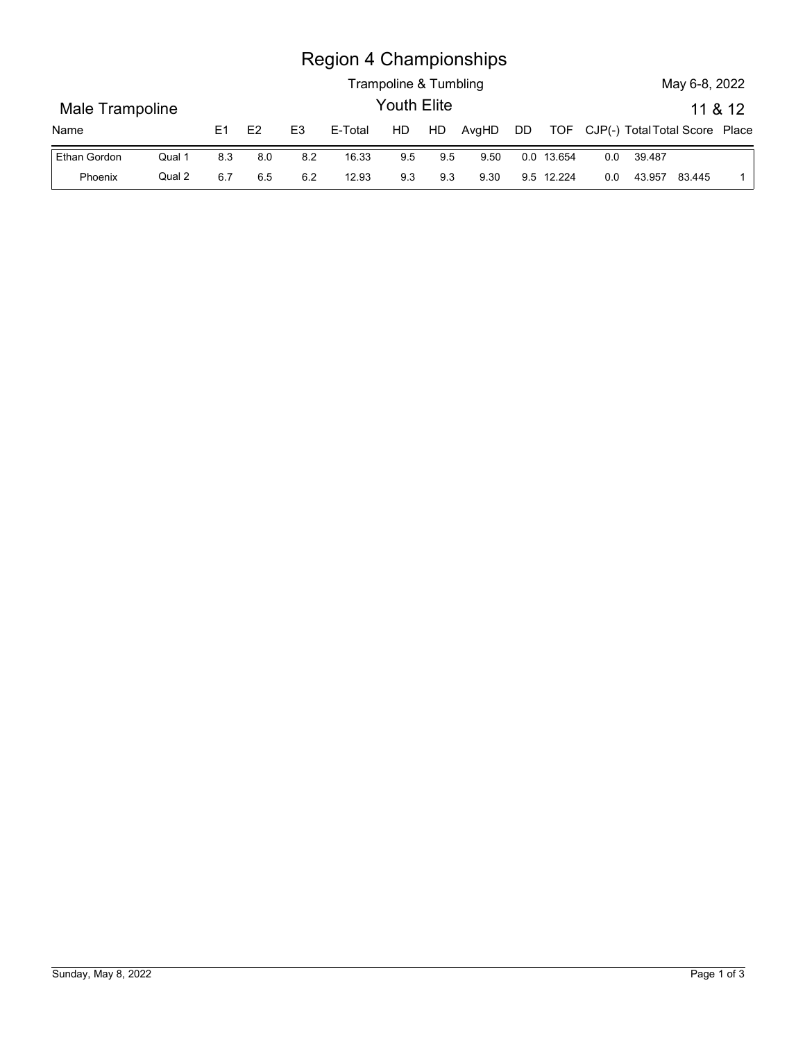# Region 4 Championships

Trampoline & Tumbling

May 6-8, 2022

## Male Trampoline

Youth Elite

11 & 12

| Name | | E1 | E2 | E3 | E-Total | HD | HD | AvgHD | DD | TOF | CJP(-) | Total | Total Score | Place |
|---|---|---|---|---|---|---|---|---|---|---|---|---|---|---|
| Ethan Gordon | Qual 1 | 8.3 | 8.0 | 8.2 | 16.33 | 9.5 | 9.5 | 9.50 | 0.0 | 13.654 | 0.0 | 39.487 | | |
| Phoenix | Qual 2 | 6.7 | 6.5 | 6.2 | 12.93 | 9.3 | 9.3 | 9.30 | 9.5 | 12.224 | 0.0 | 43.957 | 83.445 | 1 |

Sunday, May 8, 2022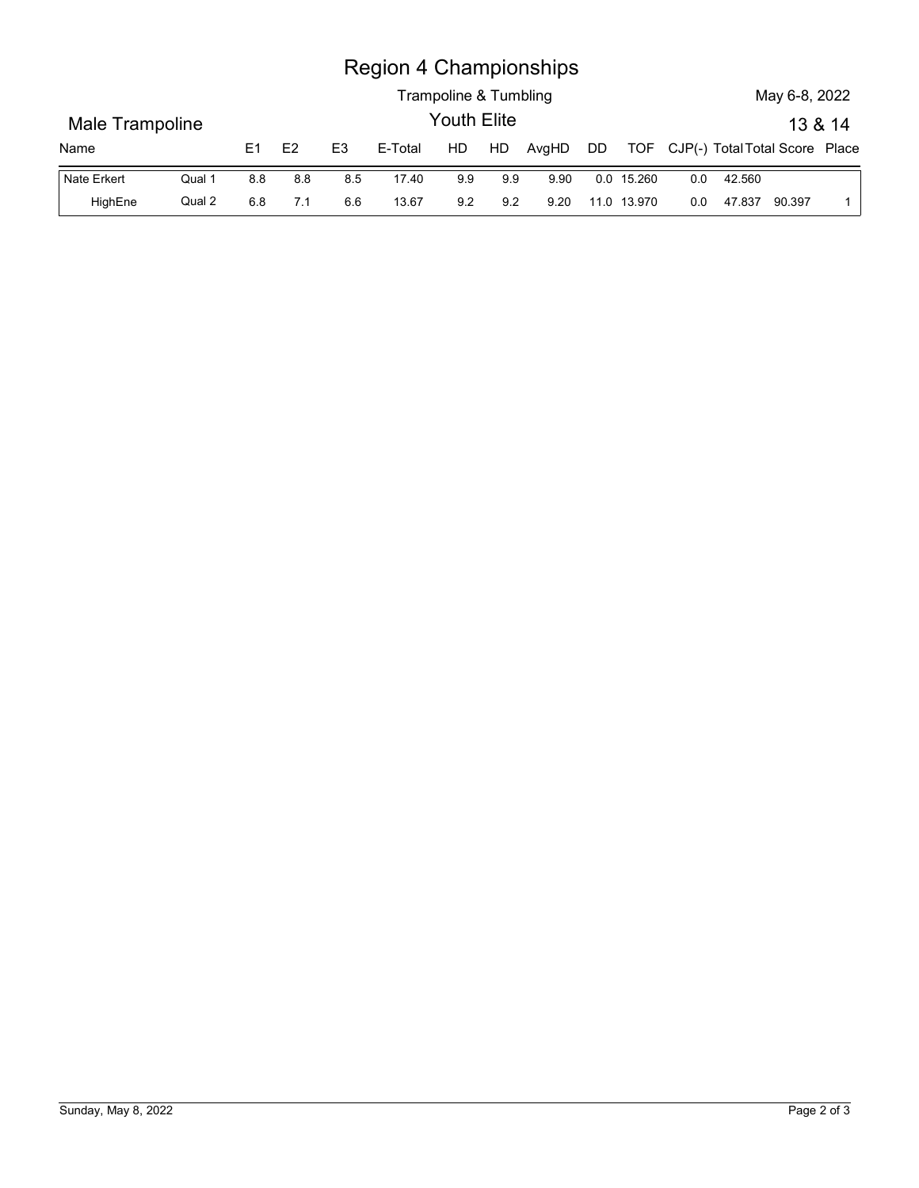# Region 4 Championships

Trampoline & Tumbling

May 6-8, 2022

## Male Trampoline

Youth Elite

13 & 14

| Name | | E1 | E2 | E3 | E-Total | HD | HD | AvgHD | DD | TOF | CJP(-) | Total | Total Score | Place |
|---|---|---|---|---|---|---|---|---|---|---|---|---|---|
| Nate Erkert | Qual 1 | 8.8 | 8.8 | 8.5 | 17.40 | 9.9 | 9.9 | 9.90 | 0.0 | 15.260 | 0.0 | 42.560 | | |
| HighEne | Qual 2 | 6.8 | 7.1 | 6.6 | 13.67 | 9.2 | 9.2 | 9.20 | 11.0 | 13.970 | 0.0 | 47.837 | 90.397 | 1 |

Sunday, May 8, 2022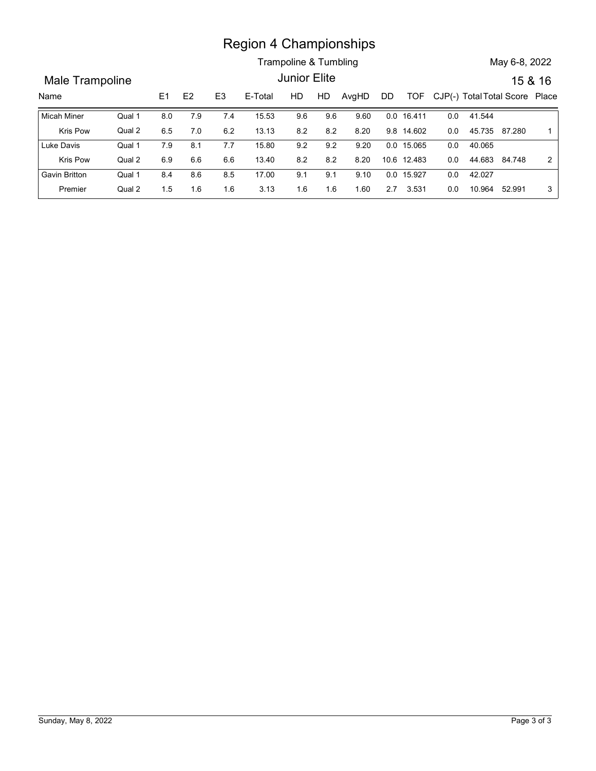# Region 4 Championships

Trampoline & Tumbling

May 6-8, 2022

## Male Trampoline

Junior Elite

15 & 16

| Name | | E1 | E2 | E3 | E-Total | HD | HD | AvgHD | DD | TOF | CJP(-) | Total | Total Score | Place |
|---|---|---|---|---|---|---|---|---|---|---|---|---|---|---|
| Micah Miner | Qual 1 | 8.0 | 7.9 | 7.4 | 15.53 | 9.6 | 9.6 | 9.60 | 0.0 | 16.411 | 0.0 | 41.544 | | |
| Kris Pow | Qual 2 | 6.5 | 7.0 | 6.2 | 13.13 | 8.2 | 8.2 | 8.20 | 9.8 | 14.602 | 0.0 | 45.735 | 87.280 | 1 |
| Luke Davis | Qual 1 | 7.9 | 8.1 | 7.7 | 15.80 | 9.2 | 9.2 | 9.20 | 0.0 | 15.065 | 0.0 | 40.065 | | |
| Kris Pow | Qual 2 | 6.9 | 6.6 | 6.6 | 13.40 | 8.2 | 8.2 | 8.20 | 10.6 | 12.483 | 0.0 | 44.683 | 84.748 | 2 |
| Gavin Britton | Qual 1 | 8.4 | 8.6 | 8.5 | 17.00 | 9.1 | 9.1 | 9.10 | 0.0 | 15.927 | 0.0 | 42.027 | | |
| Premier | Qual 2 | 1.5 | 1.6 | 1.6 | 3.13 | 1.6 | 1.6 | 1.60 | 2.7 | 3.531 | 0.0 | 10.964 | 52.991 | 3 |

Sunday, May 8, 2022